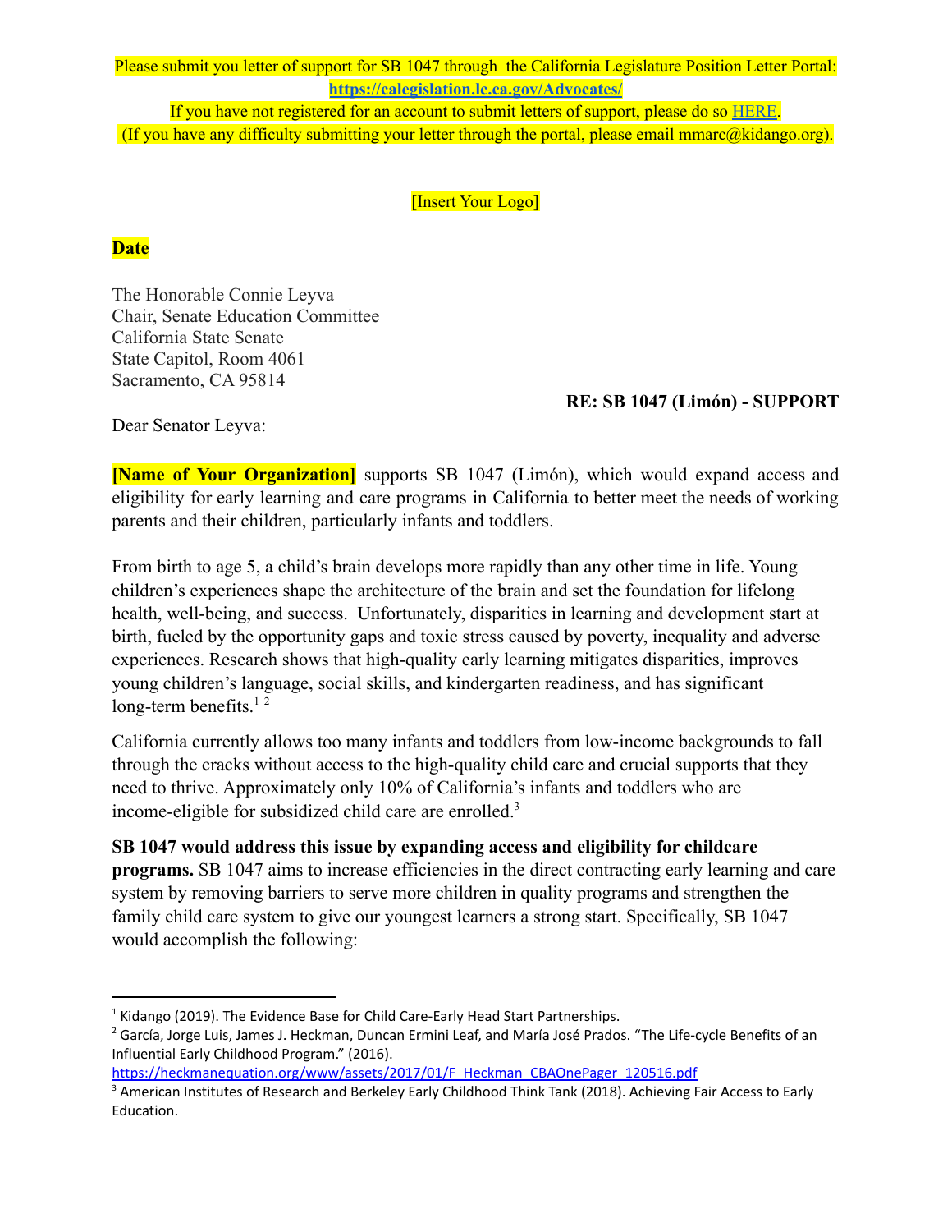Please submit you letter of support for SB 1047 through the California Legislature Position Letter Portal: **https://calegislation.lc.ca.gov/Advocates/**

If you have not registered for an account to submit letters of support, please do so HERE.

(If you have any difficulty submitting your letter through the portal, please email mmarc@kidango.org).

[Insert Your Logo]

**Date**

The Honorable Connie Leyva
Chair, Senate Education Committee
California State Senate
State Capitol, Room 4061
Sacramento, CA 95814

**RE: SB 1047 (Limón) - SUPPORT**

Dear Senator Leyva:

**[Name of Your Organization]** supports SB 1047 (Limón), which would expand access and eligibility for early learning and care programs in California to better meet the needs of working parents and their children, particularly infants and toddlers.

From birth to age 5, a child's brain develops more rapidly than any other time in life. Young children's experiences shape the architecture of the brain and set the foundation for lifelong health, well-being, and success. Unfortunately, disparities in learning and development start at birth, fueled by the opportunity gaps and toxic stress caused by poverty, inequality and adverse experiences. Research shows that high-quality early learning mitigates disparities, improves young children's language, social skills, and kindergarten readiness, and has significant long-term benefits.[1] [2]

California currently allows too many infants and toddlers from low-income backgrounds to fall through the cracks without access to the high-quality child care and crucial supports that they need to thrive. Approximately only 10% of California's infants and toddlers who are income-eligible for subsidized child care are enrolled.[3]

**SB 1047 would address this issue by expanding access and eligibility for childcare programs.** SB 1047 aims to increase efficiencies in the direct contracting early learning and care system by removing barriers to serve more children in quality programs and strengthen the family child care system to give our youngest learners a strong start. Specifically, SB 1047 would accomplish the following:

---

[1] Kidango (2019). The Evidence Base for Child Care-Early Head Start Partnerships.

[2] García, Jorge Luis, James J. Heckman, Duncan Ermini Leaf, and María José Prados. "The Life-cycle Benefits of an Influential Early Childhood Program." (2016). https://heckmanequation.org/www/assets/2017/01/F_Heckman_CBAOnePager_120516.pdf

[3] American Institutes of Research and Berkeley Early Childhood Think Tank (2018). Achieving Fair Access to Early Education.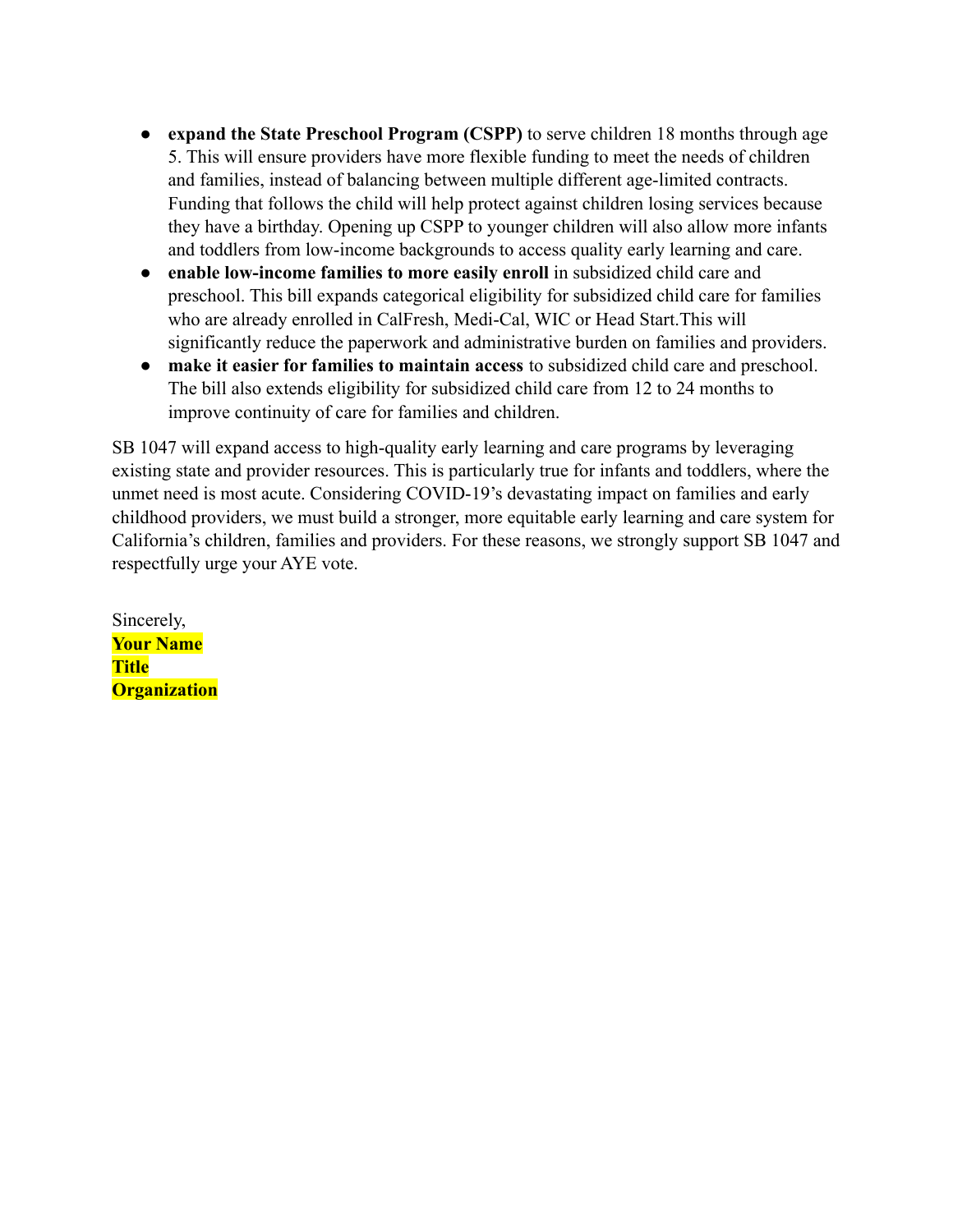- **expand the State Preschool Program (CSPP)** to serve children 18 months through age 5. This will ensure providers have more flexible funding to meet the needs of children and families, instead of balancing between multiple different age-limited contracts. Funding that follows the child will help protect against children losing services because they have a birthday. Opening up CSPP to younger children will also allow more infants and toddlers from low-income backgrounds to access quality early learning and care.
- **enable low-income families to more easily enroll** in subsidized child care and preschool. This bill expands categorical eligibility for subsidized child care for families who are already enrolled in CalFresh, Medi-Cal, WIC or Head Start.This will significantly reduce the paperwork and administrative burden on families and providers.
- **make it easier for families to maintain access** to subsidized child care and preschool. The bill also extends eligibility for subsidized child care from 12 to 24 months to improve continuity of care for families and children.

SB 1047 will expand access to high-quality early learning and care programs by leveraging existing state and provider resources. This is particularly true for infants and toddlers, where the unmet need is most acute. Considering COVID-19's devastating impact on families and early childhood providers, we must build a stronger, more equitable early learning and care system for California's children, families and providers. For these reasons, we strongly support SB 1047 and respectfully urge your AYE vote.

Sincerely,
**Your Name**
**Title**
**Organization**